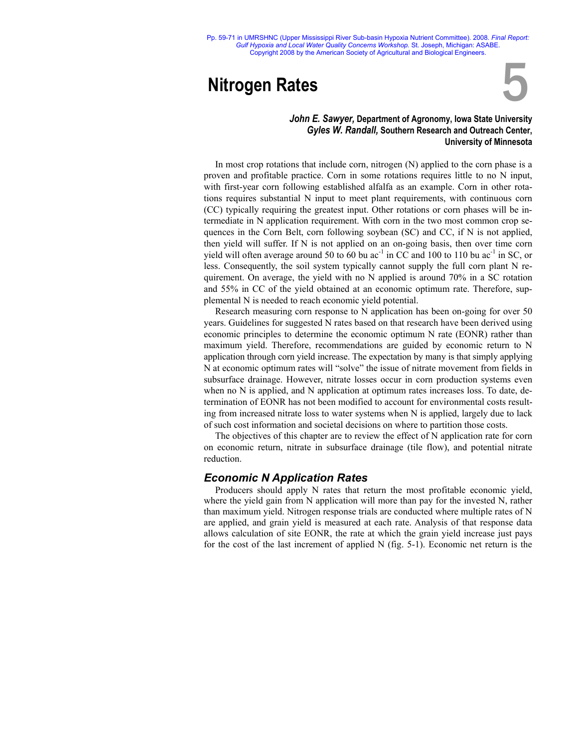Pp. 59-71 in UMRSHNC (Upper Mississippi River Sub-basin Hypoxia Nutrient Committee). 2008. *Final Report: Gulf Hypoxia and Local Water Quality Concerns Workshop.* St. Joseph, Michigan: ASABE. Copyright 2008 by the American Society of Agricultural and Biological Engineers.

# Nitrogen Rates

5

***John E. Sawyer,*** **Department of Agronomy, Iowa State University**
***Gyles W. Randall,*** **Southern Research and Outreach Center, University of Minnesota**

In most crop rotations that include corn, nitrogen (N) applied to the corn phase is a proven and profitable practice. Corn in some rotations requires little to no N input, with first-year corn following established alfalfa as an example. Corn in other rotations requires substantial N input to meet plant requirements, with continuous corn (CC) typically requiring the greatest input. Other rotations or corn phases will be intermediate in N application requirement. With corn in the two most common crop sequences in the Corn Belt, corn following soybean (SC) and CC, if N is not applied, then yield will suffer. If N is not applied on an on-going basis, then over time corn yield will often average around 50 to 60 bu ac$^{-1}$ in CC and 100 to 110 bu ac$^{-1}$ in SC, or less. Consequently, the soil system typically cannot supply the full corn plant N requirement. On average, the yield with no N applied is around 70% in a SC rotation and 55% in CC of the yield obtained at an economic optimum rate. Therefore, supplemental N is needed to reach economic yield potential.

Research measuring corn response to N application has been on-going for over 50 years. Guidelines for suggested N rates based on that research have been derived using economic principles to determine the economic optimum N rate (EONR) rather than maximum yield. Therefore, recommendations are guided by economic return to N application through corn yield increase. The expectation by many is that simply applying N at economic optimum rates will "solve" the issue of nitrate movement from fields in subsurface drainage. However, nitrate losses occur in corn production systems even when no N is applied, and N application at optimum rates increases loss. To date, determination of EONR has not been modified to account for environmental costs resulting from increased nitrate loss to water systems when N is applied, largely due to lack of such cost information and societal decisions on where to partition those costs.

The objectives of this chapter are to review the effect of N application rate for corn on economic return, nitrate in subsurface drainage (tile flow), and potential nitrate reduction.

## *Economic N Application Rates*

Producers should apply N rates that return the most profitable economic yield, where the yield gain from N application will more than pay for the invested N, rather than maximum yield. Nitrogen response trials are conducted where multiple rates of N are applied, and grain yield is measured at each rate. Analysis of that response data allows calculation of site EONR, the rate at which the grain yield increase just pays for the cost of the last increment of applied N (fig. 5-1). Economic net return is the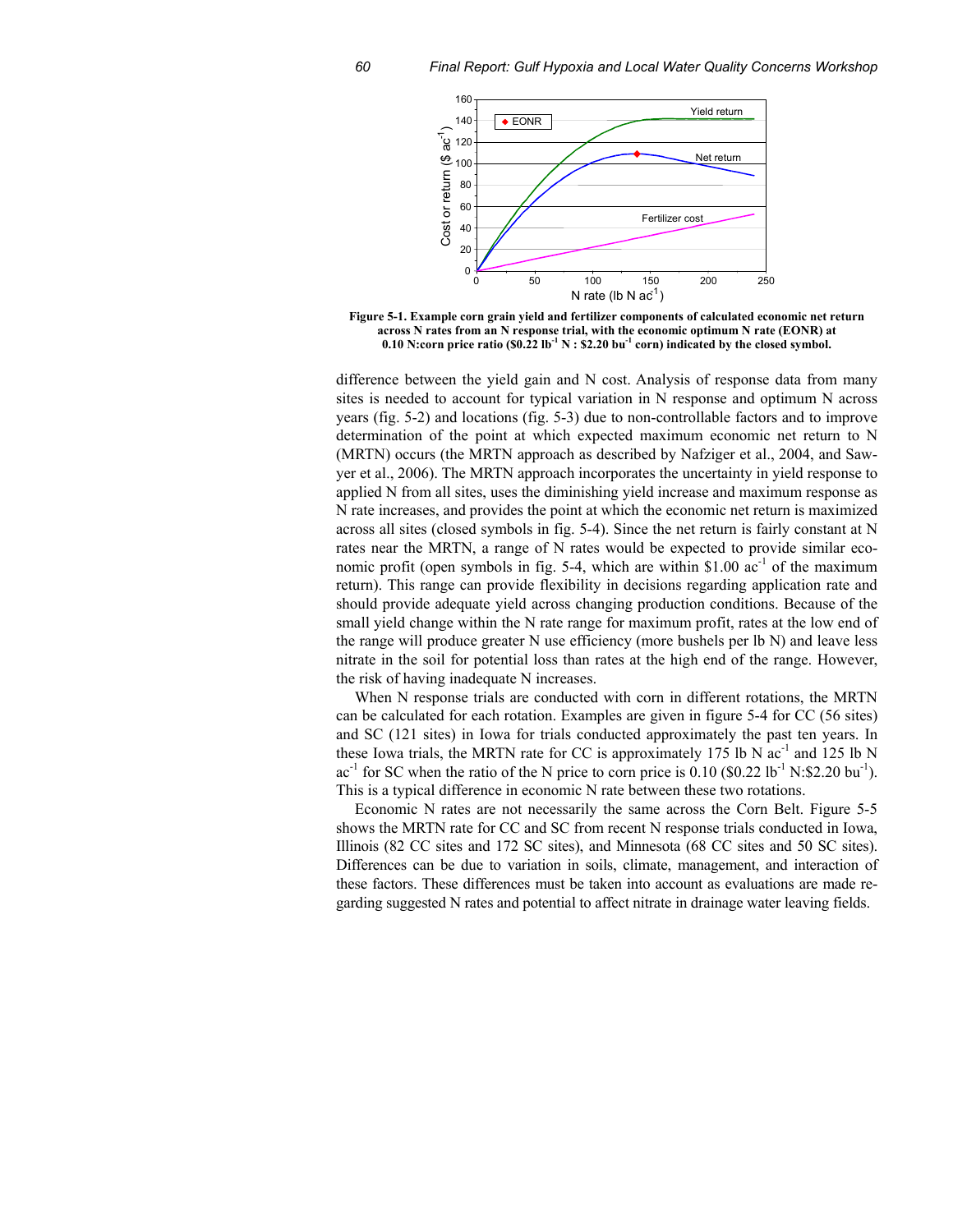**Figure 5-1. Example corn grain yield and fertilizer components of calculated economic net return across N rates from an N response trial, with the economic optimum N rate (EONR) at 0.10 N:corn price ratio ($0.22 lb$^{-1}$ N : $2.20 bu$^{-1}$ corn) indicated by the closed symbol.**

difference between the yield gain and N cost. Analysis of response data from many sites is needed to account for typical variation in N response and optimum N across years (fig. 5-2) and locations (fig. 5-3) due to non-controllable factors and to improve determination of the point at which expected maximum economic net return to N (MRTN) occurs (the MRTN approach as described by Nafziger et al., 2004, and Sawyer et al., 2006). The MRTN approach incorporates the uncertainty in yield response to applied N from all sites, uses the diminishing yield increase and maximum response as N rate increases, and provides the point at which the economic net return is maximized across all sites (closed symbols in fig. 5-4). Since the net return is fairly constant at N rates near the MRTN, a range of N rates would be expected to provide similar economic profit (open symbols in fig. 5-4, which are within $1.00 ac$^{-1}$ of the maximum return). This range can provide flexibility in decisions regarding application rate and should provide adequate yield across changing production conditions. Because of the small yield change within the N rate range for maximum profit, rates at the low end of the range will produce greater N use efficiency (more bushels per lb N) and leave less nitrate in the soil for potential loss than rates at the high end of the range. However, the risk of having inadequate N increases.

When N response trials are conducted with corn in different rotations, the MRTN can be calculated for each rotation. Examples are given in figure 5-4 for CC (56 sites) and SC (121 sites) in Iowa for trials conducted approximately the past ten years. In these Iowa trials, the MRTN rate for CC is approximately 175 lb N ac$^{-1}$ and 125 lb N ac$^{-1}$ for SC when the ratio of the N price to corn price is 0.10 ($0.22 lb$^{-1}$ N:$2.20 bu$^{-1}$). This is a typical difference in economic N rate between these two rotations.

Economic N rates are not necessarily the same across the Corn Belt. Figure 5-5 shows the MRTN rate for CC and SC from recent N response trials conducted in Iowa, Illinois (82 CC sites and 172 SC sites), and Minnesota (68 CC sites and 50 SC sites). Differences can be due to variation in soils, climate, management, and interaction of these factors. These differences must be taken into account as evaluations are made regarding suggested N rates and potential to affect nitrate in drainage water leaving fields.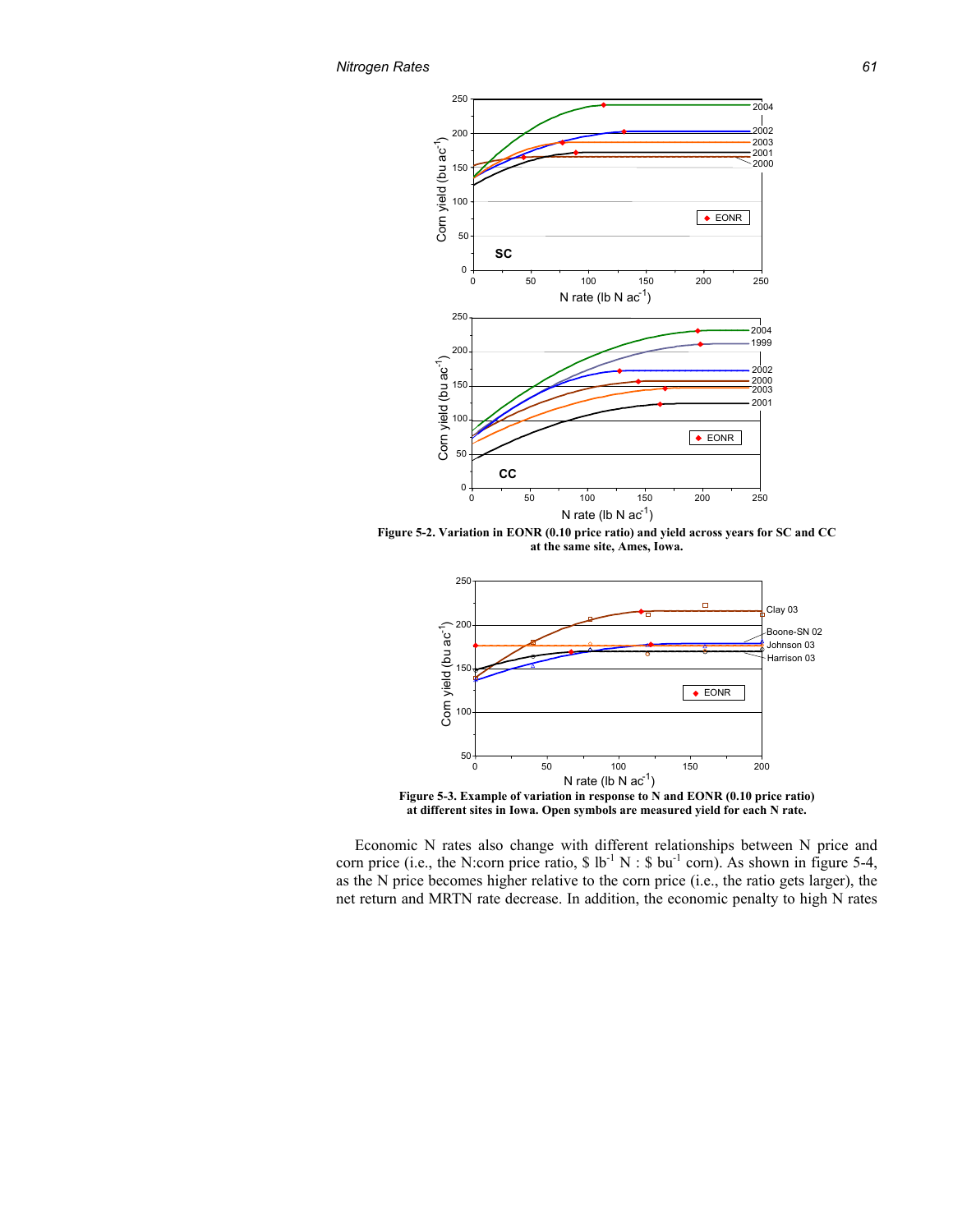250
200
150
100
50
0
Corn yield (bu ac$^{-1}$)
0 50 100 150 200 250
N rate (lb N ac$^{-1}$)
SC
EONR
2004
2002
2003
2001
2000

250
200
150
100
50
0
Corn yield (bu ac$^{-1}$)
0 50 100 150 200 250
N rate (lb N ac$^{-1}$)
CC
EONR
2004
1999
2002
2000
2003
2001

**Figure 5-2. Variation in EONR (0.10 price ratio) and yield across years for SC and CC at the same site, Ames, Iowa.**

250
200
150
100
50
Corn yield (bu ac$^{-1}$)
0 50 100 150 200
N rate (lb N ac$^{-1}$)
EONR
Clay 03
Boone-SN 02
Johnson 03
Harrison 03

**Figure 5-3. Example of variation in response to N and EONR (0.10 price ratio) at different sites in Iowa. Open symbols are measured yield for each N rate.**

Economic N rates also change with different relationships between N price and corn price (i.e., the N:corn price ratio, \$ lb$^{-1}$ N : \$ bu$^{-1}$ corn). As shown in figure 5-4, as the N price becomes higher relative to the corn price (i.e., the ratio gets larger), the net return and MRTN rate decrease. In addition, the economic penalty to high N rates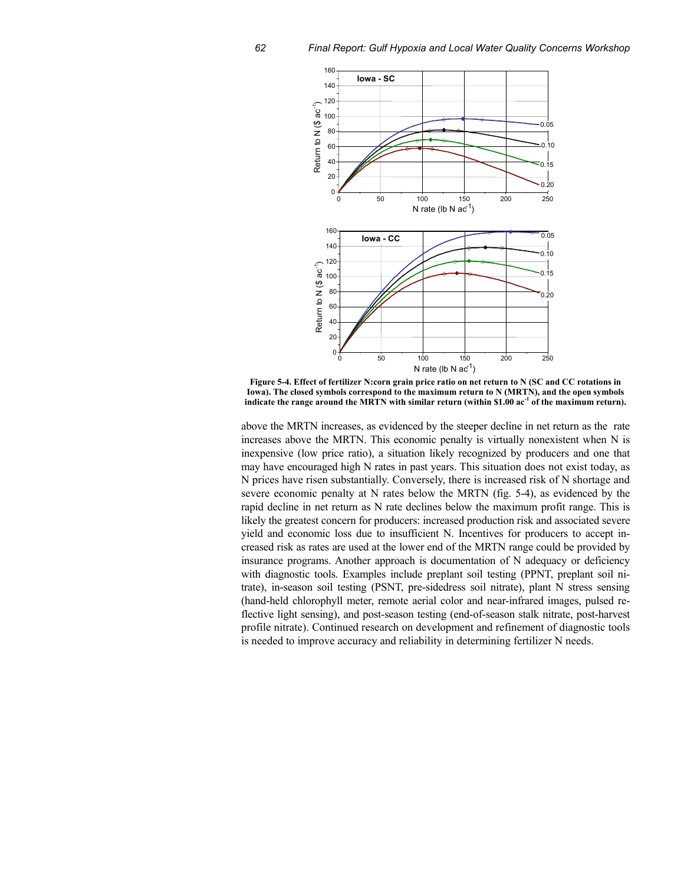Iowa - SC

Return to N ($ ac$^{-1}$)

N rate (lb N ac$^{-1}$)

0 50 100 150 200 250

0 20 40 60 80 100 120 140 160

0.05

0.10

0.15

0.20

Iowa - CC

Return to N ($ ac$^{-1}$)

N rate (lb N ac$^{-1}$)

0 50 100 150 200 250

0 20 40 60 80 100 120 140 160

0.05

0.10

0.15

0.20

**Figure 5-4. Effect of fertilizer N:corn grain price ratio on net return to N (SC and CC rotations in Iowa). The closed symbols correspond to the maximum return to N (MRTN), and the open symbols indicate the range around the MRTN with similar return (within $1.00 ac$^{-1}$ of the maximum return).**

above the MRTN increases, as evidenced by the steeper decline in net return as the rate increases above the MRTN. This economic penalty is virtually nonexistent when N is inexpensive (low price ratio), a situation likely recognized by producers and one that may have encouraged high N rates in past years. This situation does not exist today, as N prices have risen substantially. Conversely, there is increased risk of N shortage and severe economic penalty at N rates below the MRTN (fig. 5-4), as evidenced by the rapid decline in net return as N rate declines below the maximum profit range. This is likely the greatest concern for producers: increased production risk and associated severe yield and economic loss due to insufficient N. Incentives for producers to accept increased risk as rates are used at the lower end of the MRTN range could be provided by insurance programs. Another approach is documentation of N adequacy or deficiency with diagnostic tools. Examples include preplant soil testing (PPNT, preplant soil nitrate), in-season soil testing (PSNT, pre-sidedress soil nitrate), plant N stress sensing (hand-held chlorophyll meter, remote aerial color and near-infrared images, pulsed reflective light sensing), and post-season testing (end-of-season stalk nitrate, post-harvest profile nitrate). Continued research on development and refinement of diagnostic tools is needed to improve accuracy and reliability in determining fertilizer N needs.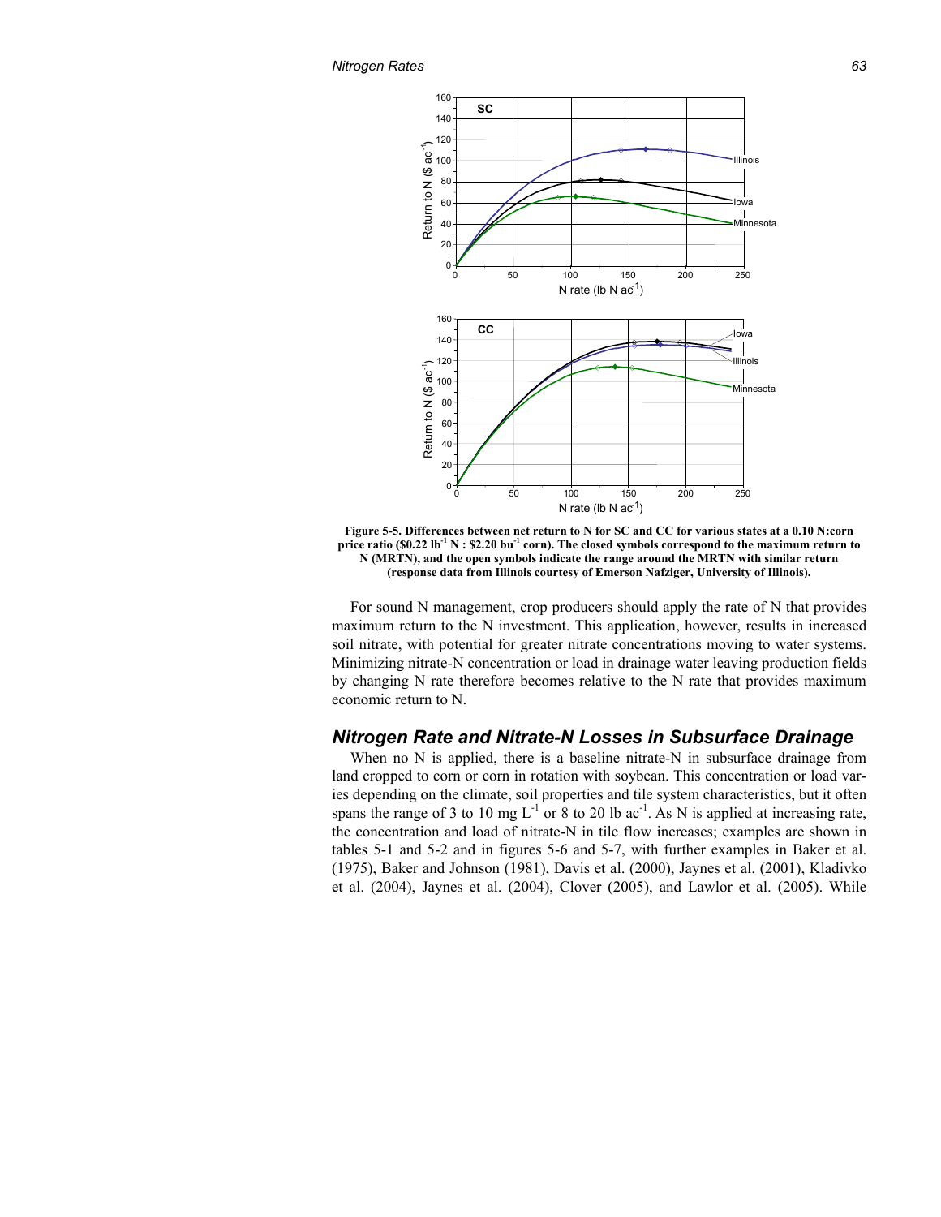SC

160
140
120
100
80
60
40
20
0

Return to N ($ ac$^{-1}$)

0 50 100 150 200 250

N rate (lb N ac$^{-1}$)

Illinois
Iowa
Minnesota

CC

160
140
120
100
80
60
40
20
0

Return to N ($ ac$^{-1}$)

0 50 100 150 200 250

N rate (lb N ac$^{-1}$)

Iowa
Illinois
Minnesota

**Figure 5-5. Differences between net return to N for SC and CC for various states at a 0.10 N:corn price ratio ($0.22 lb$^{-1}$ N : $2.20 bu$^{-1}$ corn). The closed symbols correspond to the maximum return to N (MRTN), and the open symbols indicate the range around the MRTN with similar return (response data from Illinois courtesy of Emerson Nafziger, University of Illinois).**

For sound N management, crop producers should apply the rate of N that provides maximum return to the N investment. This application, however, results in increased soil nitrate, with potential for greater nitrate concentrations moving to water systems. Minimizing nitrate-N concentration or load in drainage water leaving production fields by changing N rate therefore becomes relative to the N rate that provides maximum economic return to N.

## *Nitrogen Rate and Nitrate-N Losses in Subsurface Drainage*

When no N is applied, there is a baseline nitrate-N in subsurface drainage from land cropped to corn or corn in rotation with soybean. This concentration or load varies depending on the climate, soil properties and tile system characteristics, but it often spans the range of 3 to 10 mg L$^{-1}$ or 8 to 20 lb ac$^{-1}$. As N is applied at increasing rate, the concentration and load of nitrate-N in tile flow increases; examples are shown in tables 5-1 and 5-2 and in figures 5-6 and 5-7, with further examples in Baker et al. (1975), Baker and Johnson (1981), Davis et al. (2000), Jaynes et al. (2001), Kladivko et al. (2004), Jaynes et al. (2004), Clover (2005), and Lawlor et al. (2005). While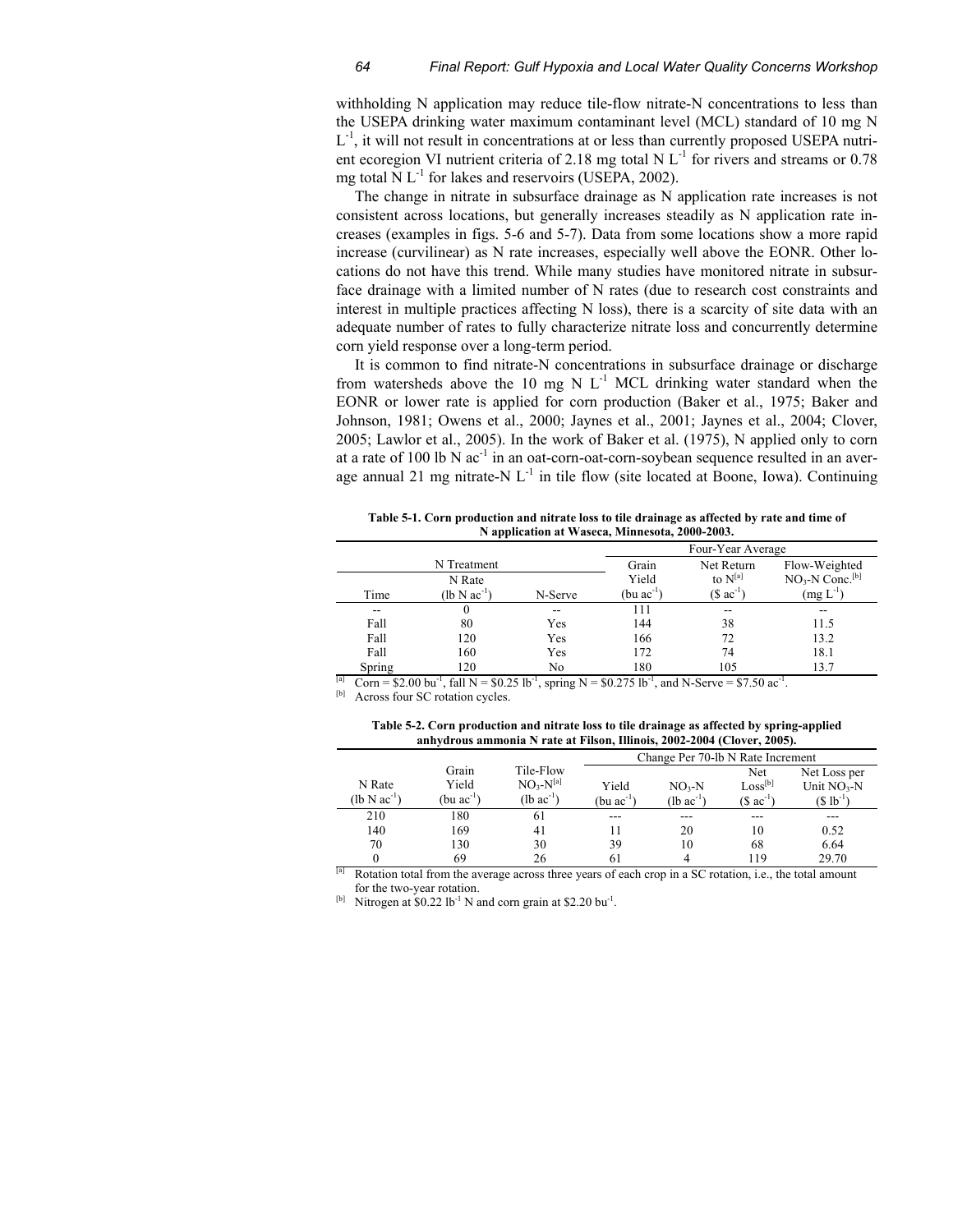withholding N application may reduce tile-flow nitrate-N concentrations to less than the USEPA drinking water maximum contaminant level (MCL) standard of 10 mg N $L^{-1}$, it will not result in concentrations at or less than currently proposed USEPA nutrient ecoregion VI nutrient criteria of 2.18 mg total N $L^{-1}$ for rivers and streams or 0.78 mg total N $L^{-1}$ for lakes and reservoirs (USEPA, 2002).

The change in nitrate in subsurface drainage as N application rate increases is not consistent across locations, but generally increases steadily as N application rate increases (examples in figs. 5-6 and 5-7). Data from some locations show a more rapid increase (curvilinear) as N rate increases, especially well above the EONR. Other locations do not have this trend. While many studies have monitored nitrate in subsurface drainage with a limited number of N rates (due to research cost constraints and interest in multiple practices affecting N loss), there is a scarcity of site data with an adequate number of rates to fully characterize nitrate loss and concurrently determine corn yield response over a long-term period.

It is common to find nitrate-N concentrations in subsurface drainage or discharge from watersheds above the 10 mg N $L^{-1}$ MCL drinking water standard when the EONR or lower rate is applied for corn production (Baker et al., 1975; Baker and Johnson, 1981; Owens et al., 2000; Jaynes et al., 2001; Jaynes et al., 2004; Clover, 2005; Lawlor et al., 2005). In the work of Baker et al. (1975), N applied only to corn at a rate of 100 lb N $ac^{-1}$ in an oat-corn-oat-corn-soybean sequence resulted in an average annual 21 mg nitrate-N $L^{-1}$ in tile flow (site located at Boone, Iowa). Continuing

**Table 5-1. Corn production and nitrate loss to tile drainage as affected by rate and time of N application at Waseca, Minnesota, 2000-2003.**

| N Treatment | | | Four-Year Average | | |
|---|---|---|---|---|---|
| Time | N Rate (lb N $ac^{-1}$) | N-Serve | Grain Yield (bu $ac^{-1}$) | Net Return to N[a] (\$ $ac^{-1}$) | Flow-Weighted $NO_3$-N Conc.[b] (mg $L^{-1}$) |
| -- | 0 | -- | 111 | -- | -- |
| Fall | 80 | Yes | 144 | 38 | 11.5 |
| Fall | 120 | Yes | 166 | 72 | 13.2 |
| Fall | 160 | Yes | 172 | 74 | 18.1 |
| Spring | 120 | No | 180 | 105 | 13.7 |

[a] Corn = \$2.00 $bu^{-1}$, fall N = \$0.25 $lb^{-1}$, spring N = \$0.275 $lb^{-1}$, and N-Serve = \$7.50 $ac^{-1}$.
[b] Across four SC rotation cycles.

**Table 5-2. Corn production and nitrate loss to tile drainage as affected by spring-applied anhydrous ammonia N rate at Filson, Illinois, 2002-2004 (Clover, 2005).**

| | | | Change Per 70-lb N Rate Increment | | | |
|---|---|---|---|---|---|---|
| N Rate (lb N $ac^{-1}$) | Grain Yield (bu $ac^{-1}$) | Tile-Flow $NO_3$-N[a] (lb $ac^{-1}$) | Yield (bu $ac^{-1}$) | $NO_3$-N (lb $ac^{-1}$) | Net Loss[b] (\$ $ac^{-1}$) | Net Loss per Unit $NO_3$-N (\$ $lb^{-1}$) |
| 210 | 180 | 61 | --- | --- | --- | --- |
| 140 | 169 | 41 | 11 | 20 | 10 | 0.52 |
| 70 | 130 | 30 | 39 | 10 | 68 | 6.64 |
| 0 | 69 | 26 | 61 | 4 | 119 | 29.70 |

[a] Rotation total from the average across three years of each crop in a SC rotation, i.e., the total amount for the two-year rotation.
[b] Nitrogen at \$0.22 $lb^{-1}$ N and corn grain at \$2.20 $bu^{-1}$.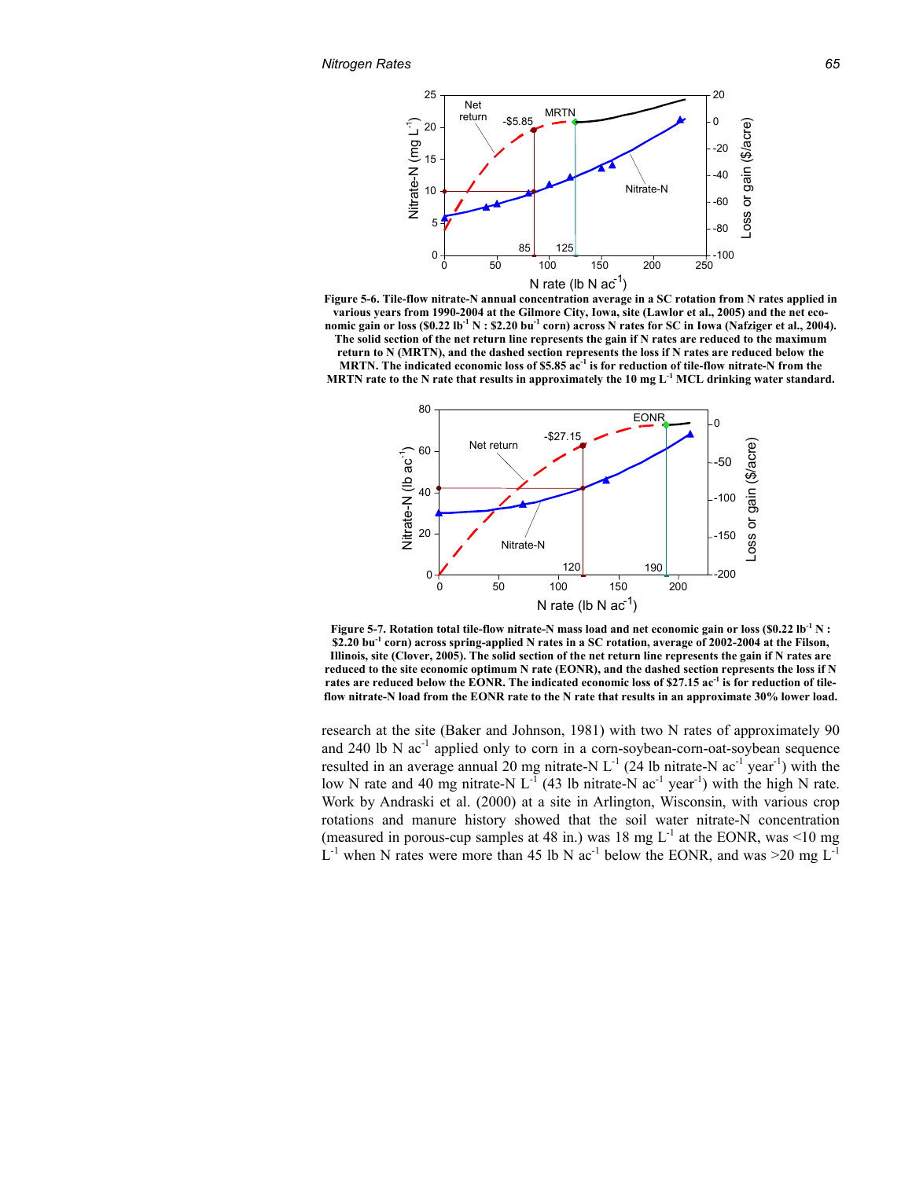Figure 5-6. Tile-flow nitrate-N annual concentration average in a SC rotation from N rates applied in various years from 1990-2004 at the Gilmore City, Iowa, site (Lawlor et al., 2005) and the net economic gain or loss ($0.22 lb$^{-1}$ N : $2.20 bu$^{-1}$ corn) across N rates for SC in Iowa (Nafziger et al., 2004). The solid section of the net return line represents the gain if N rates are reduced to the maximum return to N (MRTN), and the dashed section represents the loss if N rates are reduced below the MRTN. The indicated economic loss of $5.85 ac$^{-1}$ is for reduction of tile-flow nitrate-N from the MRTN rate to the N rate that results in approximately the 10 mg L$^{-1}$ MCL drinking water standard.

Figure 5-7. Rotation total tile-flow nitrate-N mass load and net economic gain or loss ($0.22 lb$^{-1}$ N : $2.20 bu$^{-1}$ corn) across spring-applied N rates in a SC rotation, average of 2002-2004 at the Filson, Illinois, site (Clover, 2005). The solid section of the net return line represents the gain if N rates are reduced to the site economic optimum N rate (EONR), and the dashed section represents the loss if N rates are reduced below the EONR. The indicated economic loss of $27.15 ac$^{-1}$ is for reduction of tile-flow nitrate-N load from the EONR rate to the N rate that results in an approximate 30% lower load.

research at the site (Baker and Johnson, 1981) with two N rates of approximately 90 and 240 lb N ac$^{-1}$ applied only to corn in a corn-soybean-corn-oat-soybean sequence resulted in an average annual 20 mg nitrate-N L$^{-1}$ (24 lb nitrate-N ac$^{-1}$ year$^{-1}$) with the low N rate and 40 mg nitrate-N L$^{-1}$ (43 lb nitrate-N ac$^{-1}$ year$^{-1}$) with the high N rate. Work by Andraski et al. (2000) at a site in Arlington, Wisconsin, with various crop rotations and manure history showed that the soil water nitrate-N concentration (measured in porous-cup samples at 48 in.) was 18 mg L$^{-1}$ at the EONR, was <10 mg L$^{-1}$ when N rates were more than 45 lb N ac$^{-1}$ below the EONR, and was >20 mg L$^{-1}$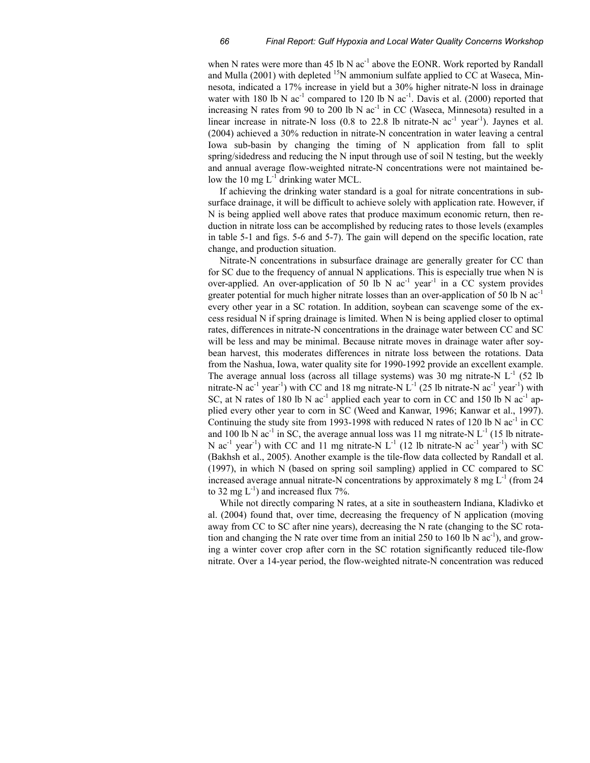when N rates were more than 45 lb N $ac^{-1}$ above the EONR. Work reported by Randall and Mulla (2001) with depleted $^{15}N$ ammonium sulfate applied to CC at Waseca, Minnesota, indicated a 17% increase in yield but a 30% higher nitrate-N loss in drainage water with 180 lb N $ac^{-1}$ compared to 120 lb N $ac^{-1}$. Davis et al. (2000) reported that increasing N rates from 90 to 200 lb N $ac^{-1}$ in CC (Waseca, Minnesota) resulted in a linear increase in nitrate-N loss (0.8 to 22.8 lb nitrate-N $ac^{-1}$ $year^{-1}$). Jaynes et al. (2004) achieved a 30% reduction in nitrate-N concentration in water leaving a central Iowa sub-basin by changing the timing of N application from fall to split spring/sidedress and reducing the N input through use of soil N testing, but the weekly and annual average flow-weighted nitrate-N concentrations were not maintained below the 10 mg $L^{-1}$ drinking water MCL.

If achieving the drinking water standard is a goal for nitrate concentrations in subsurface drainage, it will be difficult to achieve solely with application rate. However, if N is being applied well above rates that produce maximum economic return, then reduction in nitrate loss can be accomplished by reducing rates to those levels (examples in table 5-1 and figs. 5-6 and 5-7). The gain will depend on the specific location, rate change, and production situation.

Nitrate-N concentrations in subsurface drainage are generally greater for CC than for SC due to the frequency of annual N applications. This is especially true when N is over-applied. An over-application of 50 lb N $ac^{-1}$ $year^{-1}$ in a CC system provides greater potential for much higher nitrate losses than an over-application of 50 lb N $ac^{-1}$ every other year in a SC rotation. In addition, soybean can scavenge some of the excess residual N if spring drainage is limited. When N is being applied closer to optimal rates, differences in nitrate-N concentrations in the drainage water between CC and SC will be less and may be minimal. Because nitrate moves in drainage water after soybean harvest, this moderates differences in nitrate loss between the rotations. Data from the Nashua, Iowa, water quality site for 1990-1992 provide an excellent example. The average annual loss (across all tillage systems) was 30 mg nitrate-N $L^{-1}$ (52 lb nitrate-N $ac^{-1}$ $year^{-1}$) with CC and 18 mg nitrate-N $L^{-1}$ (25 lb nitrate-N $ac^{-1}$ $year^{-1}$) with SC, at N rates of 180 lb N $ac^{-1}$ applied each year to corn in CC and 150 lb N $ac^{-1}$ applied every other year to corn in SC (Weed and Kanwar, 1996; Kanwar et al., 1997). Continuing the study site from 1993-1998 with reduced N rates of 120 lb N $ac^{-1}$ in CC and 100 lb N $ac^{-1}$ in SC, the average annual loss was 11 mg nitrate-N $L^{-1}$ (15 lb nitrate-N $ac^{-1}$ $year^{-1}$) with CC and 11 mg nitrate-N $L^{-1}$ (12 lb nitrate-N $ac^{-1}$ $year^{-1}$) with SC (Bakhsh et al., 2005). Another example is the tile-flow data collected by Randall et al. (1997), in which N (based on spring soil sampling) applied in CC compared to SC increased average annual nitrate-N concentrations by approximately 8 mg $L^{-1}$ (from 24 to 32 mg $L^{-1}$) and increased flux 7%.

While not directly comparing N rates, at a site in southeastern Indiana, Kladivko et al. (2004) found that, over time, decreasing the frequency of N application (moving away from CC to SC after nine years), decreasing the N rate (changing to the SC rotation and changing the N rate over time from an initial 250 to 160 lb N $ac^{-1}$), and growing a winter cover crop after corn in the SC rotation significantly reduced tile-flow nitrate. Over a 14-year period, the flow-weighted nitrate-N concentration was reduced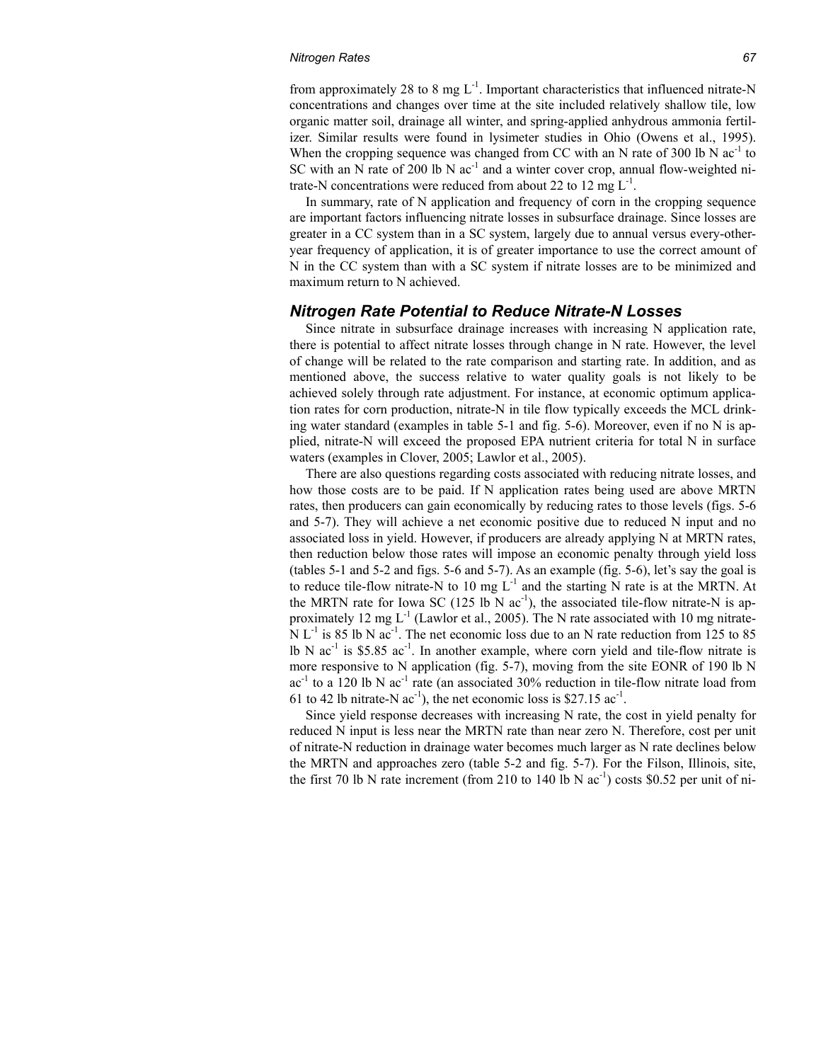from approximately 28 to 8 mg $L^{-1}$. Important characteristics that influenced nitrate-N concentrations and changes over time at the site included relatively shallow tile, low organic matter soil, drainage all winter, and spring-applied anhydrous ammonia fertilizer. Similar results were found in lysimeter studies in Ohio (Owens et al., 1995). When the cropping sequence was changed from CC with an N rate of 300 lb N $ac^{-1}$ to SC with an N rate of 200 lb N $ac^{-1}$ and a winter cover crop, annual flow-weighted nitrate-N concentrations were reduced from about 22 to 12 mg $L^{-1}$.

In summary, rate of N application and frequency of corn in the cropping sequence are important factors influencing nitrate losses in subsurface drainage. Since losses are greater in a CC system than in a SC system, largely due to annual versus every-other-year frequency of application, it is of greater importance to use the correct amount of N in the CC system than with a SC system if nitrate losses are to be minimized and maximum return to N achieved.

## *Nitrogen Rate Potential to Reduce Nitrate-N Losses*

Since nitrate in subsurface drainage increases with increasing N application rate, there is potential to affect nitrate losses through change in N rate. However, the level of change will be related to the rate comparison and starting rate. In addition, and as mentioned above, the success relative to water quality goals is not likely to be achieved solely through rate adjustment. For instance, at economic optimum application rates for corn production, nitrate-N in tile flow typically exceeds the MCL drinking water standard (examples in table 5-1 and fig. 5-6). Moreover, even if no N is applied, nitrate-N will exceed the proposed EPA nutrient criteria for total N in surface waters (examples in Clover, 2005; Lawlor et al., 2005).

There are also questions regarding costs associated with reducing nitrate losses, and how those costs are to be paid. If N application rates being used are above MRTN rates, then producers can gain economically by reducing rates to those levels (figs. 5-6 and 5-7). They will achieve a net economic positive due to reduced N input and no associated loss in yield. However, if producers are already applying N at MRTN rates, then reduction below those rates will impose an economic penalty through yield loss (tables 5-1 and 5-2 and figs. 5-6 and 5-7). As an example (fig. 5-6), let's say the goal is to reduce tile-flow nitrate-N to 10 mg $L^{-1}$ and the starting N rate is at the MRTN. At the MRTN rate for Iowa SC (125 lb N $ac^{-1}$), the associated tile-flow nitrate-N is approximately 12 mg $L^{-1}$ (Lawlor et al., 2005). The N rate associated with 10 mg nitrate-N $L^{-1}$ is 85 lb N $ac^{-1}$. The net economic loss due to an N rate reduction from 125 to 85 lb N $ac^{-1}$ is \$5.85 $ac^{-1}$. In another example, where corn yield and tile-flow nitrate is more responsive to N application (fig. 5-7), moving from the site EONR of 190 lb N $ac^{-1}$ to a 120 lb N $ac^{-1}$ rate (an associated 30% reduction in tile-flow nitrate load from 61 to 42 lb nitrate-N $ac^{-1}$), the net economic loss is \$27.15 $ac^{-1}$.

Since yield response decreases with increasing N rate, the cost in yield penalty for reduced N input is less near the MRTN rate than near zero N. Therefore, cost per unit of nitrate-N reduction in drainage water becomes much larger as N rate declines below the MRTN and approaches zero (table 5-2 and fig. 5-7). For the Filson, Illinois, site, the first 70 lb N rate increment (from 210 to 140 lb N $ac^{-1}$) costs \$0.52 per unit of ni-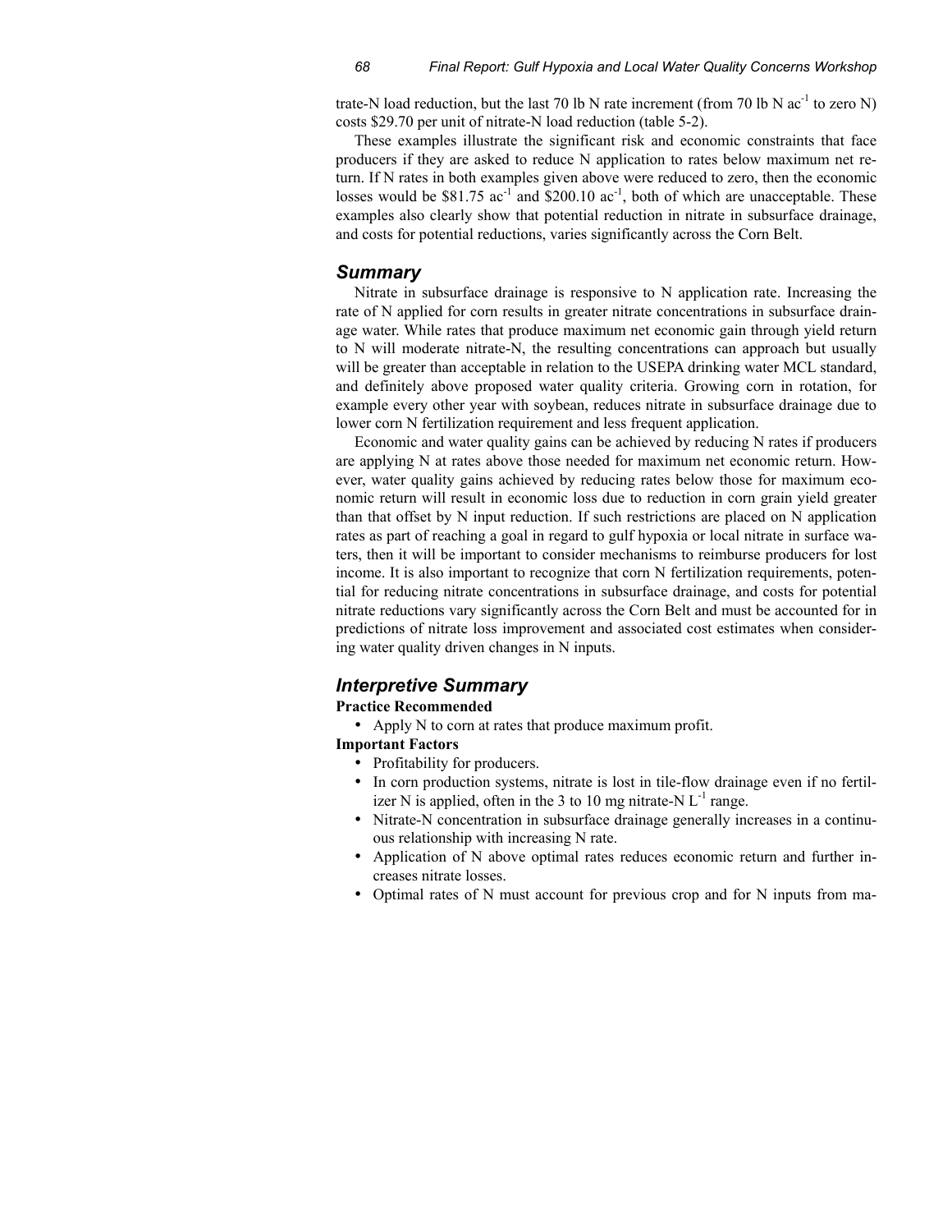trate-N load reduction, but the last 70 lb N rate increment (from 70 lb N $ac^{-1}$ to zero N) costs $29.70 per unit of nitrate-N load reduction (table 5-2).

These examples illustrate the significant risk and economic constraints that face producers if they are asked to reduce N application to rates below maximum net return. If N rates in both examples given above were reduced to zero, then the economic losses would be $81.75 $ac^{-1}$ and $200.10 $ac^{-1}$, both of which are unacceptable. These examples also clearly show that potential reduction in nitrate in subsurface drainage, and costs for potential reductions, varies significantly across the Corn Belt.

## Summary

Nitrate in subsurface drainage is responsive to N application rate. Increasing the rate of N applied for corn results in greater nitrate concentrations in subsurface drainage water. While rates that produce maximum net economic gain through yield return to N will moderate nitrate-N, the resulting concentrations can approach but usually will be greater than acceptable in relation to the USEPA drinking water MCL standard, and definitely above proposed water quality criteria. Growing corn in rotation, for example every other year with soybean, reduces nitrate in subsurface drainage due to lower corn N fertilization requirement and less frequent application.

Economic and water quality gains can be achieved by reducing N rates if producers are applying N at rates above those needed for maximum net economic return. However, water quality gains achieved by reducing rates below those for maximum economic return will result in economic loss due to reduction in corn grain yield greater than that offset by N input reduction. If such restrictions are placed on N application rates as part of reaching a goal in regard to gulf hypoxia or local nitrate in surface waters, then it will be important to consider mechanisms to reimburse producers for lost income. It is also important to recognize that corn N fertilization requirements, potential for reducing nitrate concentrations in subsurface drainage, and costs for potential nitrate reductions vary significantly across the Corn Belt and must be accounted for in predictions of nitrate loss improvement and associated cost estimates when considering water quality driven changes in N inputs.

## Interpretive Summary

**Practice Recommended**

- Apply N to corn at rates that produce maximum profit.

**Important Factors**

- Profitability for producers.
- In corn production systems, nitrate is lost in tile-flow drainage even if no fertilizer N is applied, often in the 3 to 10 mg nitrate-N $L^{-1}$ range.
- Nitrate-N concentration in subsurface drainage generally increases in a continuous relationship with increasing N rate.
- Application of N above optimal rates reduces economic return and further increases nitrate losses.
- Optimal rates of N must account for previous crop and for N inputs from ma-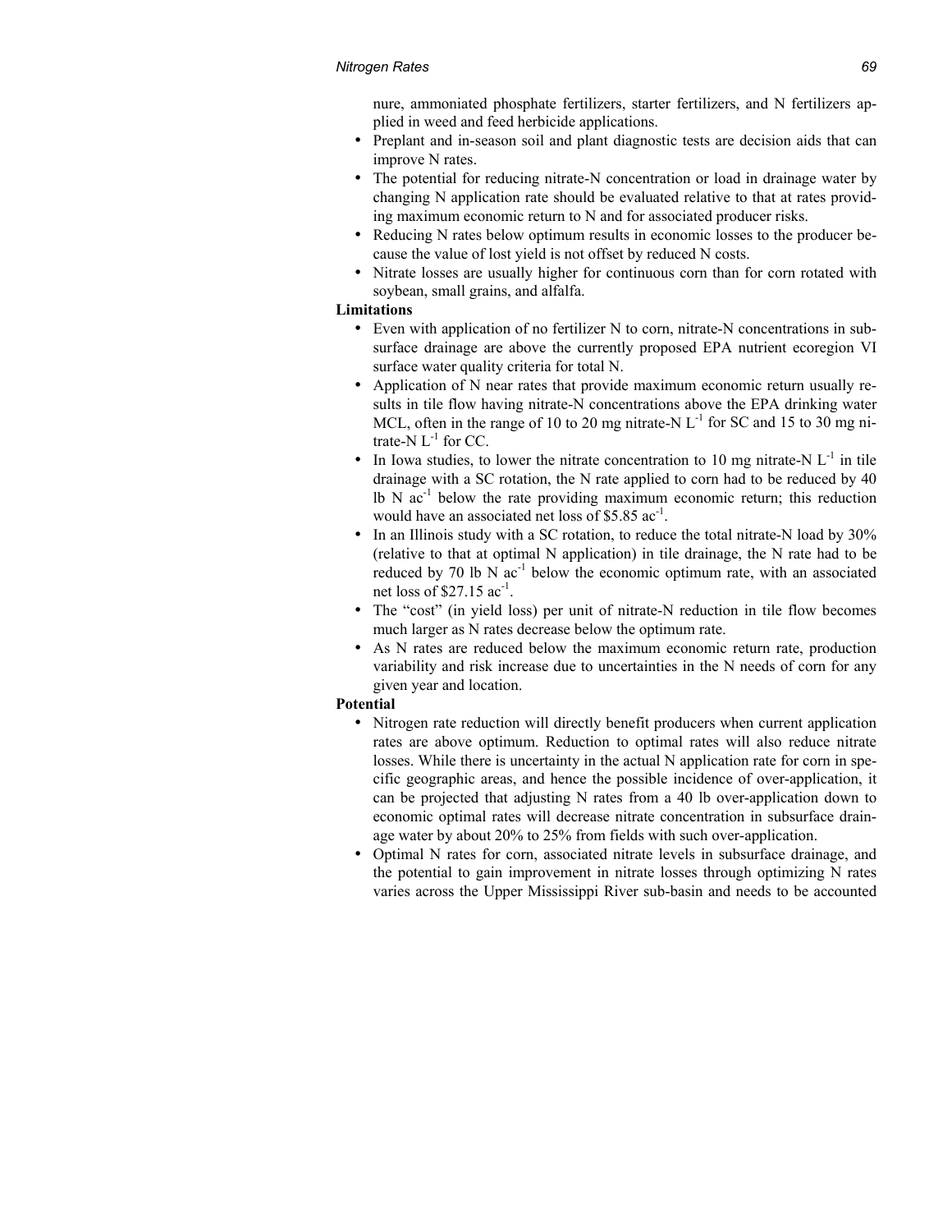nure, ammoniated phosphate fertilizers, starter fertilizers, and N fertilizers applied in weed and feed herbicide applications.

- Preplant and in-season soil and plant diagnostic tests are decision aids that can improve N rates.
- The potential for reducing nitrate-N concentration or load in drainage water by changing N application rate should be evaluated relative to that at rates providing maximum economic return to N and for associated producer risks.
- Reducing N rates below optimum results in economic losses to the producer because the value of lost yield is not offset by reduced N costs.
- Nitrate losses are usually higher for continuous corn than for corn rotated with soybean, small grains, and alfalfa.

**Limitations**

- Even with application of no fertilizer N to corn, nitrate-N concentrations in subsurface drainage are above the currently proposed EPA nutrient ecoregion VI surface water quality criteria for total N.
- Application of N near rates that provide maximum economic return usually results in tile flow having nitrate-N concentrations above the EPA drinking water MCL, often in the range of 10 to 20 mg nitrate-N $L^{-1}$ for SC and 15 to 30 mg nitrate-N $L^{-1}$ for CC.
- In Iowa studies, to lower the nitrate concentration to 10 mg nitrate-N $L^{-1}$ in tile drainage with a SC rotation, the N rate applied to corn had to be reduced by 40 lb N $ac^{-1}$ below the rate providing maximum economic return; this reduction would have an associated net loss of \$5.85 $ac^{-1}$.
- In an Illinois study with a SC rotation, to reduce the total nitrate-N load by 30% (relative to that at optimal N application) in tile drainage, the N rate had to be reduced by 70 lb N $ac^{-1}$ below the economic optimum rate, with an associated net loss of \$27.15 $ac^{-1}$.
- The "cost" (in yield loss) per unit of nitrate-N reduction in tile flow becomes much larger as N rates decrease below the optimum rate.
- As N rates are reduced below the maximum economic return rate, production variability and risk increase due to uncertainties in the N needs of corn for any given year and location.

**Potential**

- Nitrogen rate reduction will directly benefit producers when current application rates are above optimum. Reduction to optimal rates will also reduce nitrate losses. While there is uncertainty in the actual N application rate for corn in specific geographic areas, and hence the possible incidence of over-application, it can be projected that adjusting N rates from a 40 lb over-application down to economic optimal rates will decrease nitrate concentration in subsurface drainage water by about 20% to 25% from fields with such over-application.
- Optimal N rates for corn, associated nitrate levels in subsurface drainage, and the potential to gain improvement in nitrate losses through optimizing N rates varies across the Upper Mississippi River sub-basin and needs to be accounted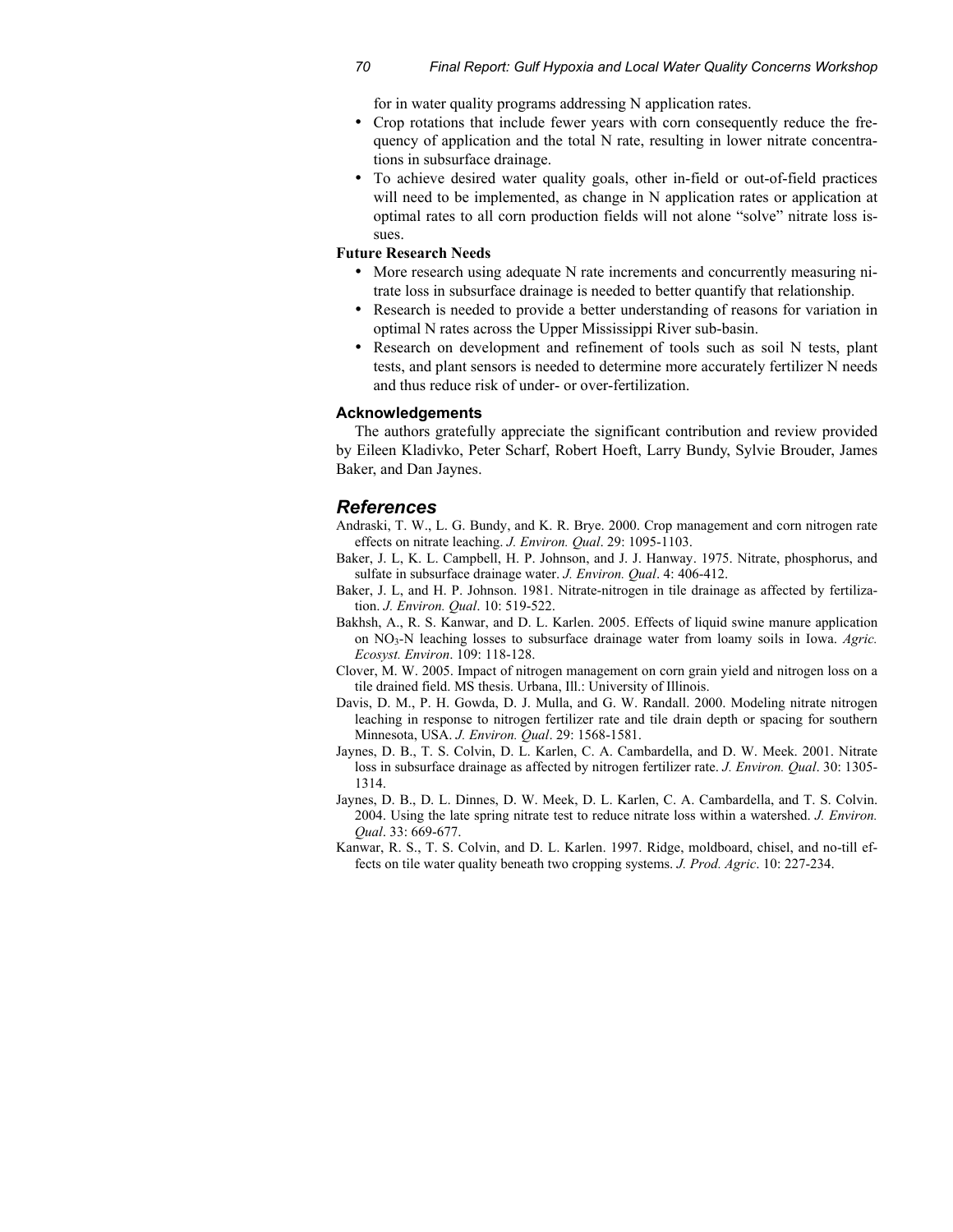for in water quality programs addressing N application rates.

- Crop rotations that include fewer years with corn consequently reduce the frequency of application and the total N rate, resulting in lower nitrate concentrations in subsurface drainage.
- To achieve desired water quality goals, other in-field or out-of-field practices will need to be implemented, as change in N application rates or application at optimal rates to all corn production fields will not alone "solve" nitrate loss issues.

**Future Research Needs**

- More research using adequate N rate increments and concurrently measuring nitrate loss in subsurface drainage is needed to better quantify that relationship.
- Research is needed to provide a better understanding of reasons for variation in optimal N rates across the Upper Mississippi River sub-basin.
- Research on development and refinement of tools such as soil N tests, plant tests, and plant sensors is needed to determine more accurately fertilizer N needs and thus reduce risk of under- or over-fertilization.

### Acknowledgements

The authors gratefully appreciate the significant contribution and review provided by Eileen Kladivko, Peter Scharf, Robert Hoeft, Larry Bundy, Sylvie Brouder, James Baker, and Dan Jaynes.

## *References*

Andraski, T. W., L. G. Bundy, and K. R. Brye. 2000. Crop management and corn nitrogen rate effects on nitrate leaching. *J. Environ. Qual*. 29: 1095-1103.

Baker, J. L, K. L. Campbell, H. P. Johnson, and J. J. Hanway. 1975. Nitrate, phosphorus, and sulfate in subsurface drainage water. *J. Environ. Qual*. 4: 406-412.

Baker, J. L, and H. P. Johnson. 1981. Nitrate-nitrogen in tile drainage as affected by fertilization. *J. Environ. Qual*. 10: 519-522.

Bakhsh, A., R. S. Kanwar, and D. L. Karlen. 2005. Effects of liquid swine manure application on $NO_3$-N leaching losses to subsurface drainage water from loamy soils in Iowa. *Agric. Ecosyst. Environ*. 109: 118-128.

Clover, M. W. 2005. Impact of nitrogen management on corn grain yield and nitrogen loss on a tile drained field. MS thesis. Urbana, Ill.: University of Illinois.

Davis, D. M., P. H. Gowda, D. J. Mulla, and G. W. Randall. 2000. Modeling nitrate nitrogen leaching in response to nitrogen fertilizer rate and tile drain depth or spacing for southern Minnesota, USA. *J. Environ. Qual*. 29: 1568-1581.

Jaynes, D. B., T. S. Colvin, D. L. Karlen, C. A. Cambardella, and D. W. Meek. 2001. Nitrate loss in subsurface drainage as affected by nitrogen fertilizer rate. *J. Environ. Qual*. 30: 1305-1314.

Jaynes, D. B., D. L. Dinnes, D. W. Meek, D. L. Karlen, C. A. Cambardella, and T. S. Colvin. 2004. Using the late spring nitrate test to reduce nitrate loss within a watershed. *J. Environ. Qual*. 33: 669-677.

Kanwar, R. S., T. S. Colvin, and D. L. Karlen. 1997. Ridge, moldboard, chisel, and no-till effects on tile water quality beneath two cropping systems. *J. Prod. Agric*. 10: 227-234.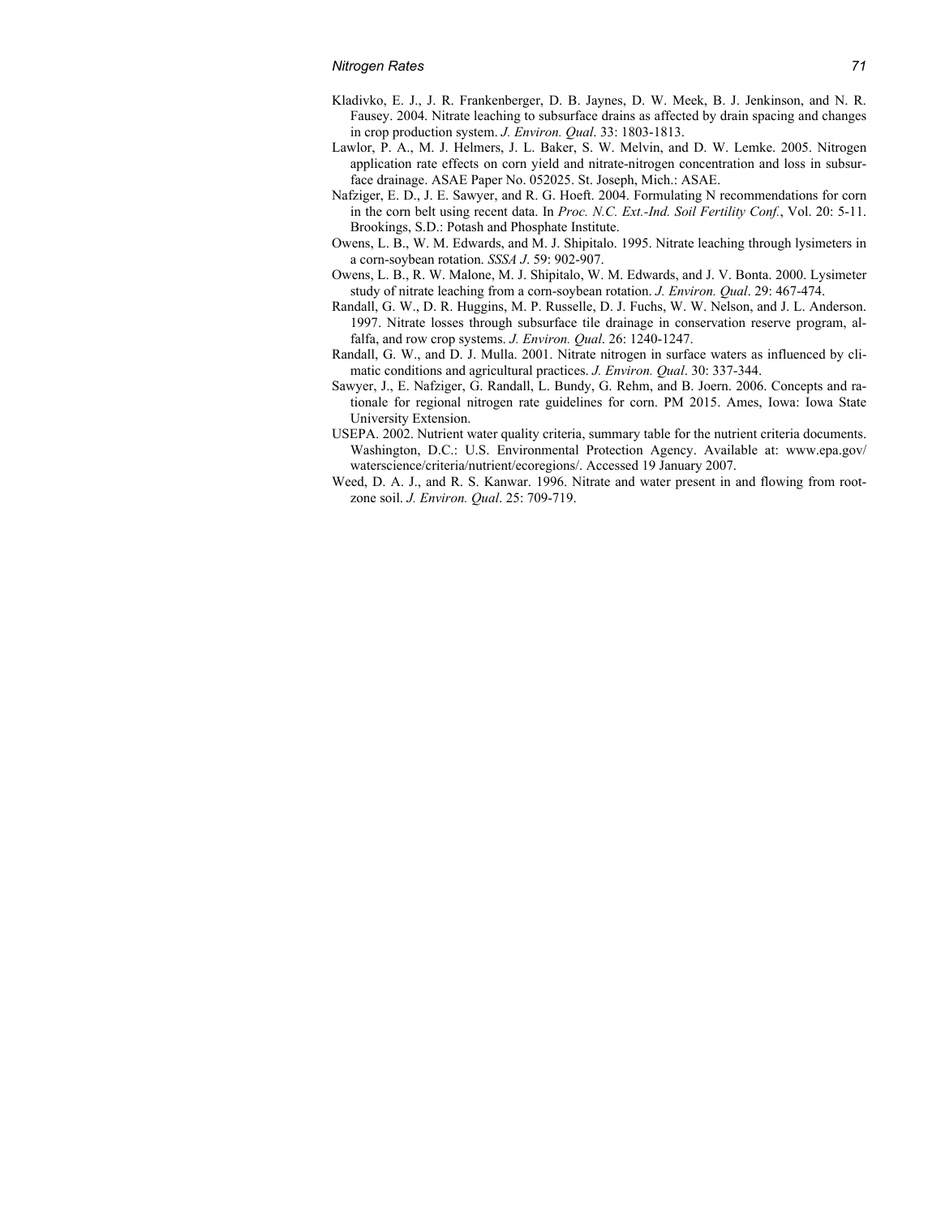Kladivko, E. J., J. R. Frankenberger, D. B. Jaynes, D. W. Meek, B. J. Jenkinson, and N. R. Fausey. 2004. Nitrate leaching to subsurface drains as affected by drain spacing and changes in crop production system. *J. Environ. Qual*. 33: 1803-1813.

Lawlor, P. A., M. J. Helmers, J. L. Baker, S. W. Melvin, and D. W. Lemke. 2005. Nitrogen application rate effects on corn yield and nitrate-nitrogen concentration and loss in subsurface drainage. ASAE Paper No. 052025. St. Joseph, Mich.: ASAE.

Nafziger, E. D., J. E. Sawyer, and R. G. Hoeft. 2004. Formulating N recommendations for corn in the corn belt using recent data. In *Proc. N.C. Ext.-Ind. Soil Fertility Conf.*, Vol. 20: 5-11. Brookings, S.D.: Potash and Phosphate Institute.

Owens, L. B., W. M. Edwards, and M. J. Shipitalo. 1995. Nitrate leaching through lysimeters in a corn-soybean rotation. *SSSA J*. 59: 902-907.

Owens, L. B., R. W. Malone, M. J. Shipitalo, W. M. Edwards, and J. V. Bonta. 2000. Lysimeter study of nitrate leaching from a corn-soybean rotation. *J. Environ. Qual*. 29: 467-474.

Randall, G. W., D. R. Huggins, M. P. Russelle, D. J. Fuchs, W. W. Nelson, and J. L. Anderson. 1997. Nitrate losses through subsurface tile drainage in conservation reserve program, alfalfa, and row crop systems. *J. Environ. Qual*. 26: 1240-1247.

Randall, G. W., and D. J. Mulla. 2001. Nitrate nitrogen in surface waters as influenced by climatic conditions and agricultural practices. *J. Environ. Qual*. 30: 337-344.

Sawyer, J., E. Nafziger, G. Randall, L. Bundy, G. Rehm, and B. Joern. 2006. Concepts and rationale for regional nitrogen rate guidelines for corn. PM 2015. Ames, Iowa: Iowa State University Extension.

USEPA. 2002. Nutrient water quality criteria, summary table for the nutrient criteria documents. Washington, D.C.: U.S. Environmental Protection Agency. Available at: www.epa.gov/waterscience/criteria/nutrient/ecoregions/. Accessed 19 January 2007.

Weed, D. A. J., and R. S. Kanwar. 1996. Nitrate and water present in and flowing from root-zone soil. *J. Environ. Qual*. 25: 709-719.